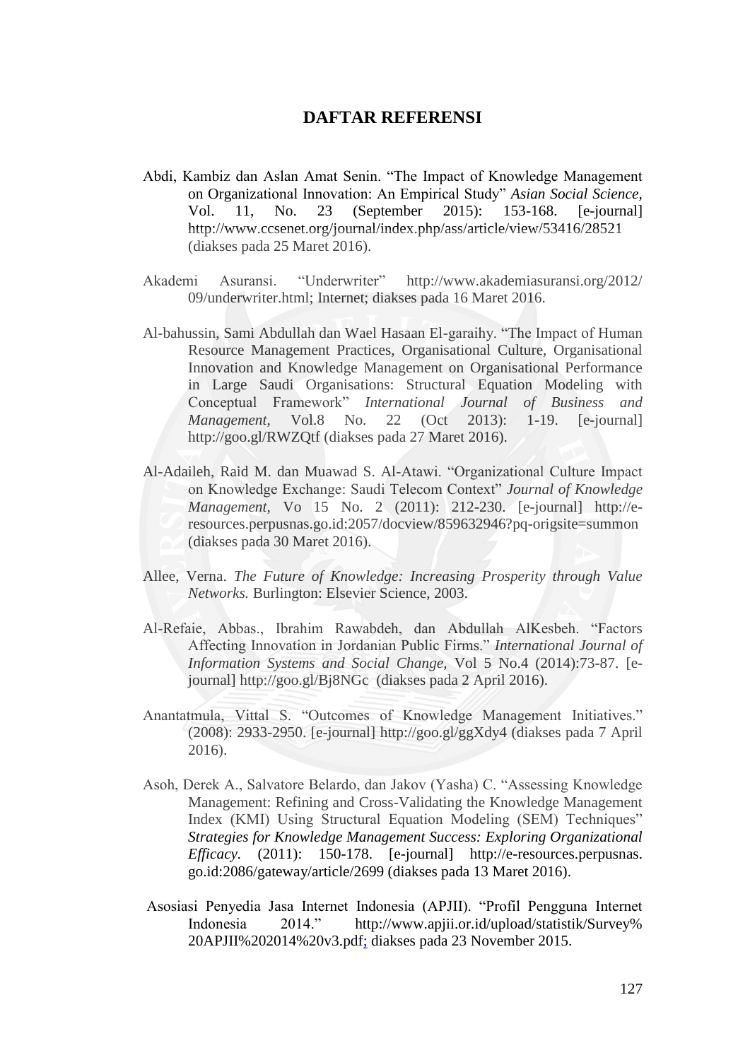# DAFTAR REFERENSI

Abdi, Kambiz dan Aslan Amat Senin. "The Impact of Knowledge Management on Organizational Innovation: An Empirical Study" *Asian Social Science*, Vol. 11, No. 23 (September 2015): 153-168. [e-journal] http://www.ccsenet.org/journal/index.php/ass/article/view/53416/28521 (diakses pada 25 Maret 2016).

Akademi Asuransi. "Underwriter" http://www.akademiasuransi.org/2012/09/underwriter.html; Internet; diakses pada 16 Maret 2016.

Al-bahussin, Sami Abdullah dan Wael Hasaan El-garaihy. "The Impact of Human Resource Management Practices, Organisational Culture, Organisational Innovation and Knowledge Management on Organisational Performance in Large Saudi Organisations: Structural Equation Modeling with Conceptual Framework" *International Journal of Business and Management*, Vol.8 No. 22 (Oct 2013): 1-19. [e-journal] http://goo.gl/RWZQtf (diakses pada 27 Maret 2016).

Al-Adaileh, Raid M. dan Muawad S. Al-Atawi. "Organizational Culture Impact on Knowledge Exchange: Saudi Telecom Context" *Journal of Knowledge Management*, Vo 15 No. 2 (2011): 212-230. [e-journal] http://e-resources.perpusnas.go.id:2057/docview/859632946?pq-origsite=summon (diakses pada 30 Maret 2016).

Allee, Verna. *The Future of Knowledge: Increasing Prosperity through Value Networks.* Burlington: Elsevier Science, 2003.

Al-Refaie, Abbas., Ibrahim Rawabdeh, dan Abdullah AlKesbeh. "Factors Affecting Innovation in Jordanian Public Firms." *International Journal of Information Systems and Social Change*, Vol 5 No.4 (2014):73-87. [e-journal] http://goo.gl/Bj8NGc (diakses pada 2 April 2016).

Anantatmula, Vittal S. "Outcomes of Knowledge Management Initiatives." (2008): 2933-2950. [e-journal] http://goo.gl/ggXdy4 (diakses pada 7 April 2016).

Asoh, Derek A., Salvatore Belardo, dan Jakov (Yasha) C. "Assessing Knowledge Management: Refining and Cross-Validating the Knowledge Management Index (KMI) Using Structural Equation Modeling (SEM) Techniques" ***Strategies for Knowledge Management Success: Exploring Organizational Efficacy.*** (2011): 150-178. [e-journal] http://e-resources.perpusnas.go.id:2086/gateway/article/2699 (diakses pada 13 Maret 2016).

Asosiasi Penyedia Jasa Internet Indonesia (APJII). "Profil Pengguna Internet Indonesia 2014." http://www.apjii.or.id/upload/statistik/Survey%20APJII%202014%20v3.pdf; diakses pada 23 November 2015.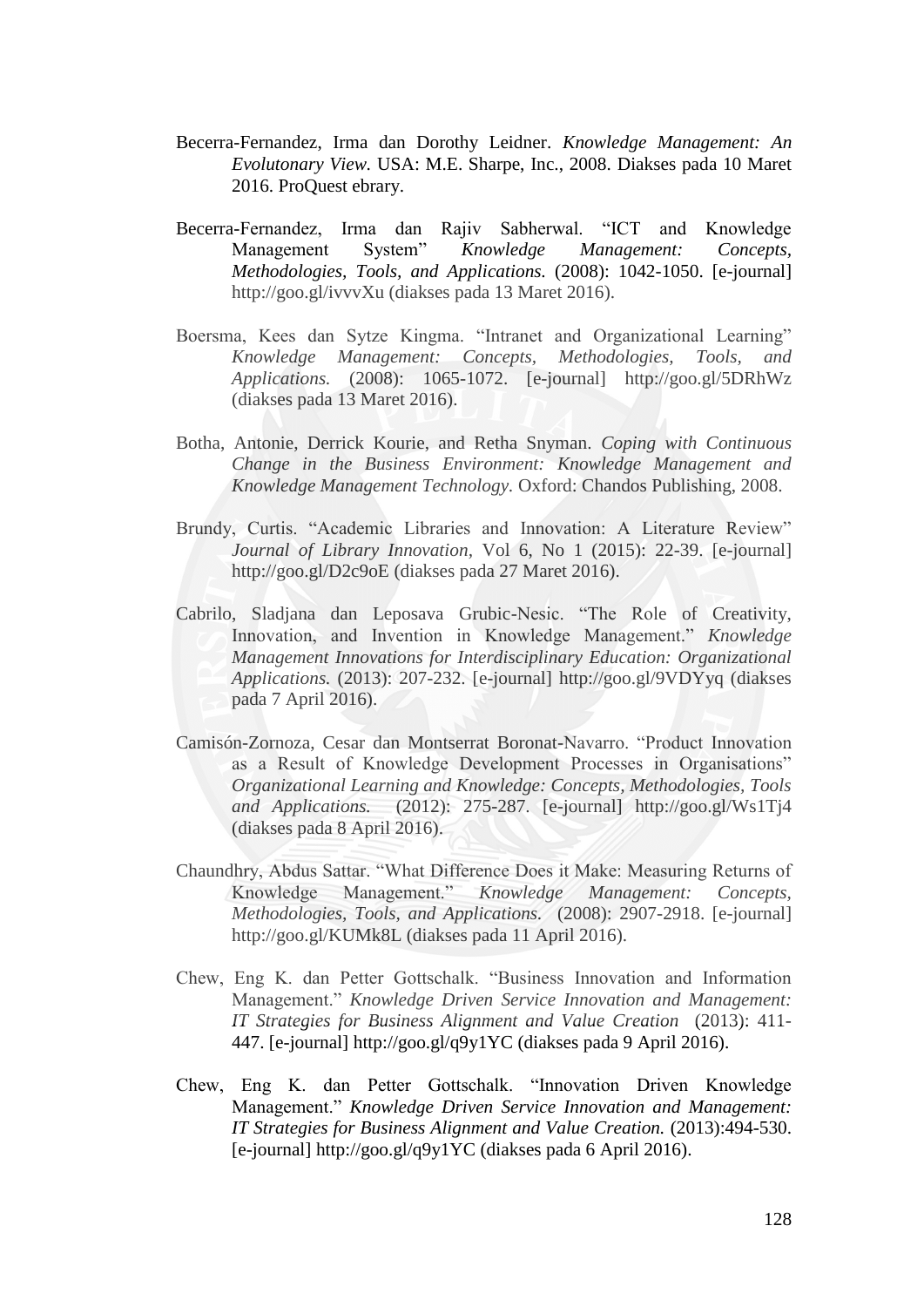Becerra-Fernandez, Irma dan Dorothy Leidner. *Knowledge Management: An Evolutonary View.* USA: M.E. Sharpe, Inc., 2008. Diakses pada 10 Maret 2016. ProQuest ebrary.

Becerra-Fernandez, Irma dan Rajiv Sabherwal. "ICT and Knowledge Management System" *Knowledge Management: Concepts, Methodologies, Tools, and Applications.* (2008): 1042-1050. [e-journal] http://goo.gl/ivvvXu (diakses pada 13 Maret 2016).

Boersma, Kees dan Sytze Kingma. "Intranet and Organizational Learning" *Knowledge Management: Concepts, Methodologies, Tools, and Applications.* (2008): 1065-1072. [e-journal] http://goo.gl/5DRhWz (diakses pada 13 Maret 2016).

Botha, Antonie, Derrick Kourie, and Retha Snyman. *Coping with Continuous Change in the Business Environment: Knowledge Management and Knowledge Management Technology.* Oxford: Chandos Publishing, 2008.

Brundy, Curtis. "Academic Libraries and Innovation: A Literature Review" *Journal of Library Innovation,* Vol 6, No 1 (2015): 22-39. [e-journal] http://goo.gl/D2c9oE (diakses pada 27 Maret 2016).

Cabrilo, Sladjana dan Leposava Grubic-Nesic. "The Role of Creativity, Innovation, and Invention in Knowledge Management." *Knowledge Management Innovations for Interdisciplinary Education: Organizational Applications.* (2013): 207-232. [e-journal] http://goo.gl/9VDYyq (diakses pada 7 April 2016).

Camisón-Zornoza, Cesar dan Montserrat Boronat-Navarro. "Product Innovation as a Result of Knowledge Development Processes in Organisations" *Organizational Learning and Knowledge: Concepts, Methodologies, Tools and Applications.* (2012): 275-287. [e-journal] http://goo.gl/Ws1Tj4 (diakses pada 8 April 2016).

Chaundhry, Abdus Sattar. "What Difference Does it Make: Measuring Returns of Knowledge Management." *Knowledge Management: Concepts, Methodologies, Tools, and Applications.* (2008): 2907-2918. [e-journal] http://goo.gl/KUMk8L (diakses pada 11 April 2016).

Chew, Eng K. dan Petter Gottschalk. "Business Innovation and Information Management." *Knowledge Driven Service Innovation and Management: IT Strategies for Business Alignment and Value Creation* (2013): 411-447. [e-journal] http://goo.gl/q9y1YC (diakses pada 9 April 2016).

Chew, Eng K. dan Petter Gottschalk. "Innovation Driven Knowledge Management." *Knowledge Driven Service Innovation and Management: IT Strategies for Business Alignment and Value Creation.* (2013):494-530. [e-journal] http://goo.gl/q9y1YC (diakses pada 6 April 2016).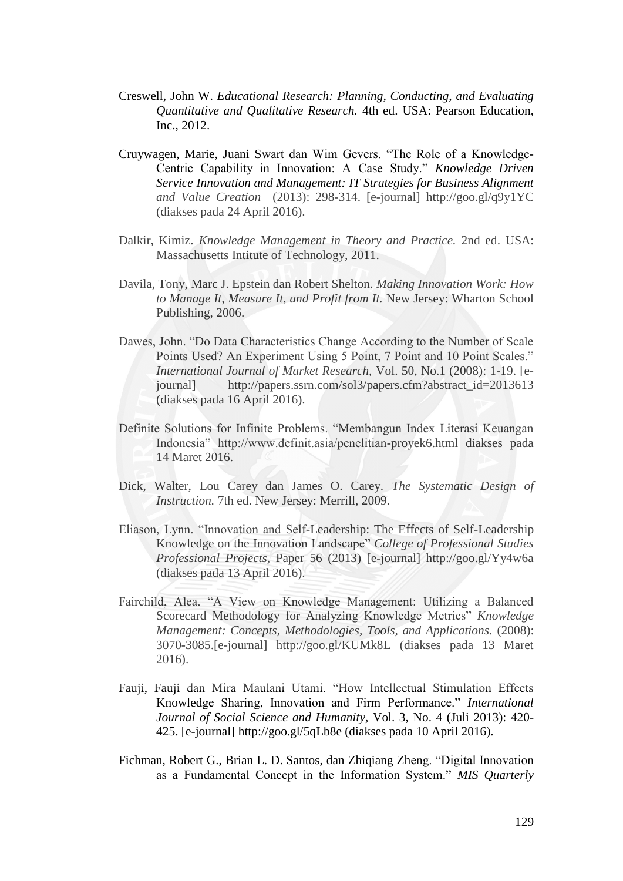Creswell, John W. *Educational Research: Planning, Conducting, and Evaluating Quantitative and Qualitative Research.* 4th ed. USA: Pearson Education, Inc., 2012.

Cruywagen, Marie, Juani Swart dan Wim Gevers. "The Role of a Knowledge-Centric Capability in Innovation: A Case Study." *Knowledge Driven Service Innovation and Management: IT Strategies for Business Alignment and Value Creation* (2013): 298-314. [e-journal] http://goo.gl/q9y1YC (diakses pada 24 April 2016).

Dalkir, Kimiz. *Knowledge Management in Theory and Practice.* 2nd ed. USA: Massachusetts Intitute of Technology, 2011.

Davila, Tony, Marc J. Epstein dan Robert Shelton. *Making Innovation Work: How to Manage It, Measure It, and Profit from It.* New Jersey: Wharton School Publishing, 2006.

Dawes, John. "Do Data Characteristics Change According to the Number of Scale Points Used? An Experiment Using 5 Point, 7 Point and 10 Point Scales." *International Journal of Market Research,* Vol. 50, No.1 (2008): 1-19. [e-journal] http://papers.ssrn.com/sol3/papers.cfm?abstract_id=2013613 (diakses pada 16 April 2016).

Definite Solutions for Infinite Problems. "Membangun Index Literasi Keuangan Indonesia" http://www.definit.asia/penelitian-proyek6.html diakses pada 14 Maret 2016.

Dick, Walter, Lou Carey dan James O. Carey. *The Systematic Design of Instruction.* 7th ed. New Jersey: Merrill, 2009.

Eliason, Lynn. "Innovation and Self-Leadership: The Effects of Self-Leadership Knowledge on the Innovation Landscape" *College of Professional Studies Professional Projects,* Paper 56 (2013) [e-journal] http://goo.gl/Yy4w6a (diakses pada 13 April 2016).

Fairchild, Alea. "A View on Knowledge Management: Utilizing a Balanced Scorecard Methodology for Analyzing Knowledge Metrics" *Knowledge Management: Concepts, Methodologies, Tools, and Applications.* (2008): 3070-3085.[e-journal] http://goo.gl/KUMk8L (diakses pada 13 Maret 2016).

Fauji, Fauji dan Mira Maulani Utami. "How Intellectual Stimulation Effects Knowledge Sharing, Innovation and Firm Performance." *International Journal of Social Science and Humanity,* Vol. 3, No. 4 (Juli 2013): 420-425. [e-journal] http://goo.gl/5qLb8e (diakses pada 10 April 2016).

Fichman, Robert G., Brian L. D. Santos, dan Zhiqiang Zheng. "Digital Innovation as a Fundamental Concept in the Information System." *MIS Quarterly*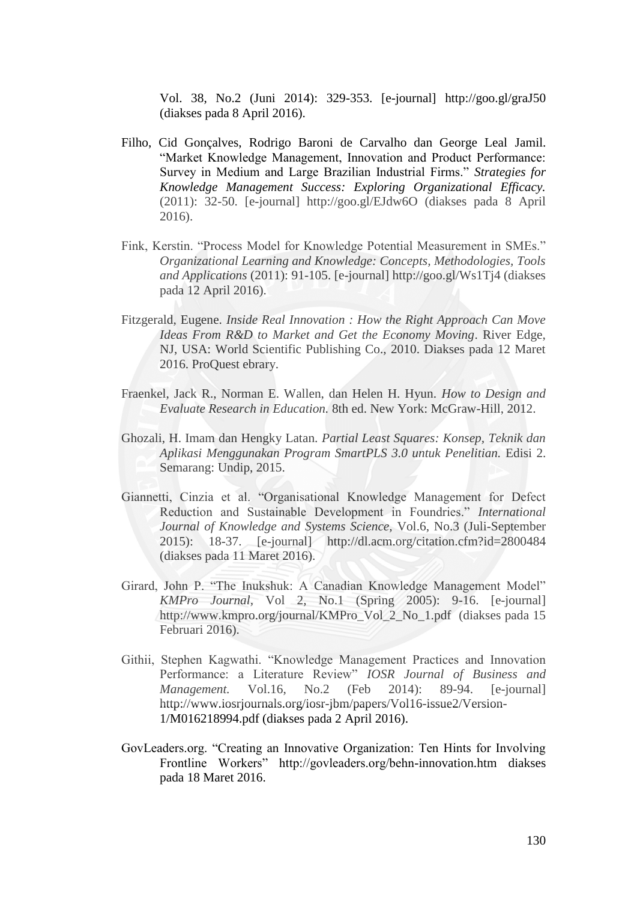Vol. 38, No.2 (Juni 2014): 329-353. [e-journal] http://goo.gl/graJ50 (diakses pada 8 April 2016).

Filho, Cid Gonçalves, Rodrigo Baroni de Carvalho dan George Leal Jamil. "Market Knowledge Management, Innovation and Product Performance: Survey in Medium and Large Brazilian Industrial Firms." *Strategies for Knowledge Management Success: Exploring Organizational Efficacy.* (2011): 32-50. [e-journal] http://goo.gl/EJdw6O (diakses pada 8 April 2016).

Fink, Kerstin. "Process Model for Knowledge Potential Measurement in SMEs." *Organizational Learning and Knowledge: Concepts, Methodologies, Tools and Applications* (2011): 91-105. [e-journal] http://goo.gl/Ws1Tj4 (diakses pada 12 April 2016).

Fitzgerald, Eugene. *Inside Real Innovation : How the Right Approach Can Move Ideas From R&D to Market and Get the Economy Moving*. River Edge, NJ, USA: World Scientific Publishing Co., 2010. Diakses pada 12 Maret 2016. ProQuest ebrary.

Fraenkel, Jack R., Norman E. Wallen, dan Helen H. Hyun. *How to Design and Evaluate Research in Education.* 8th ed. New York: McGraw-Hill, 2012.

Ghozali, H. Imam dan Hengky Latan. *Partial Least Squares: Konsep, Teknik dan Aplikasi Menggunakan Program SmartPLS 3.0 untuk Penelitian.* Edisi 2. Semarang: Undip, 2015.

Giannetti, Cinzia et al. "Organisational Knowledge Management for Defect Reduction and Sustainable Development in Foundries." *International Journal of Knowledge and Systems Science,* Vol.6, No.3 (Juli-September 2015): 18-37. [e-journal] http://dl.acm.org/citation.cfm?id=2800484 (diakses pada 11 Maret 2016).

Girard, John P. "The Inukshuk: A Canadian Knowledge Management Model" *KMPro Journal*, Vol 2, No.1 (Spring 2005): 9-16. [e-journal] http://www.kmpro.org/journal/KMPro_Vol_2_No_1.pdf (diakses pada 15 Februari 2016).

Githii, Stephen Kagwathi. "Knowledge Management Practices and Innovation Performance: a Literature Review" *IOSR Journal of Business and Management.* Vol.16, No.2 (Feb 2014): 89-94. [e-journal] http://www.iosrjournals.org/iosr-jbm/papers/Vol16-issue2/Version-1/M016218994.pdf (diakses pada 2 April 2016).

GovLeaders.org. "Creating an Innovative Organization: Ten Hints for Involving Frontline Workers" http://govleaders.org/behn-innovation.htm diakses pada 18 Maret 2016.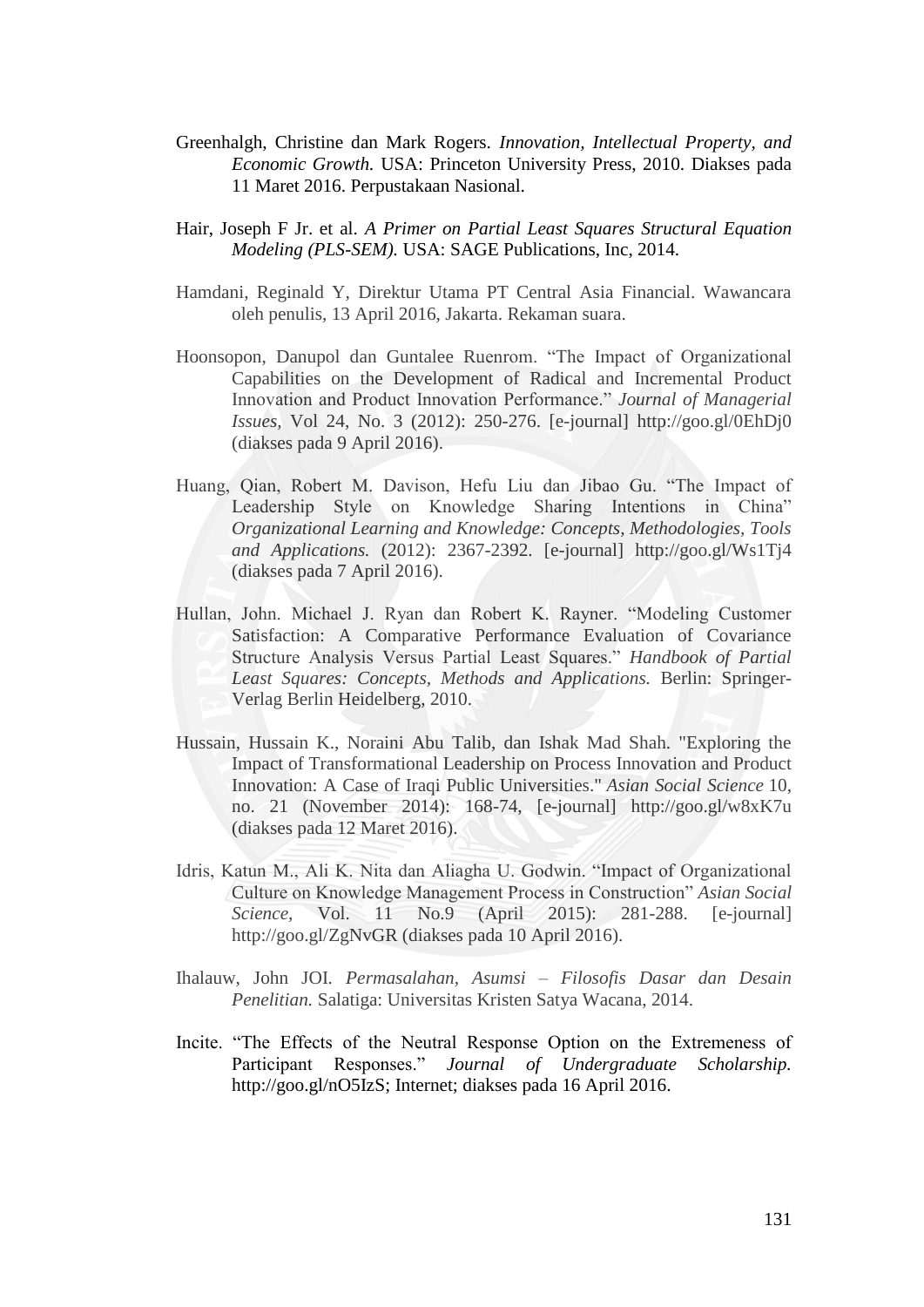Greenhalgh, Christine dan Mark Rogers. *Innovation, Intellectual Property, and Economic Growth.* USA: Princeton University Press, 2010. Diakses pada 11 Maret 2016. Perpustakaan Nasional.

Hair, Joseph F Jr. et al. *A Primer on Partial Least Squares Structural Equation Modeling (PLS-SEM).* USA: SAGE Publications, Inc, 2014.

Hamdani, Reginald Y, Direktur Utama PT Central Asia Financial. Wawancara oleh penulis, 13 April 2016, Jakarta. Rekaman suara.

Hoonsopon, Danupol dan Guntalee Ruenrom. "The Impact of Organizational Capabilities on the Development of Radical and Incremental Product Innovation and Product Innovation Performance." *Journal of Managerial Issues*, Vol 24, No. 3 (2012): 250-276. [e-journal] http://goo.gl/0EhDj0 (diakses pada 9 April 2016).

Huang, Qian, Robert M. Davison, Hefu Liu dan Jibao Gu. "The Impact of Leadership Style on Knowledge Sharing Intentions in China" *Organizational Learning and Knowledge: Concepts, Methodologies, Tools and Applications.* (2012): 2367-2392. [e-journal] http://goo.gl/Ws1Tj4 (diakses pada 7 April 2016).

Hullan, John. Michael J. Ryan dan Robert K. Rayner. "Modeling Customer Satisfaction: A Comparative Performance Evaluation of Covariance Structure Analysis Versus Partial Least Squares." *Handbook of Partial Least Squares: Concepts, Methods and Applications.* Berlin: Springer-Verlag Berlin Heidelberg, 2010.

Hussain, Hussain K., Noraini Abu Talib, dan Ishak Mad Shah. "Exploring the Impact of Transformational Leadership on Process Innovation and Product Innovation: A Case of Iraqi Public Universities." *Asian Social Science* 10, no. 21 (November 2014): 168-74, [e-journal] http://goo.gl/w8xK7u (diakses pada 12 Maret 2016).

Idris, Katun M., Ali K. Nita dan Aliagha U. Godwin. "Impact of Organizational Culture on Knowledge Management Process in Construction" *Asian Social Science,* Vol. 11 No.9 (April 2015): 281-288. [e-journal] http://goo.gl/ZgNvGR (diakses pada 10 April 2016).

Ihalauw, John JOI. *Permasalahan, Asumsi – Filosofis Dasar dan Desain Penelitian.* Salatiga: Universitas Kristen Satya Wacana, 2014.

Incite. "The Effects of the Neutral Response Option on the Extremeness of Participant Responses." *Journal of Undergraduate Scholarship.* http://goo.gl/nO5IzS; Internet; diakses pada 16 April 2016.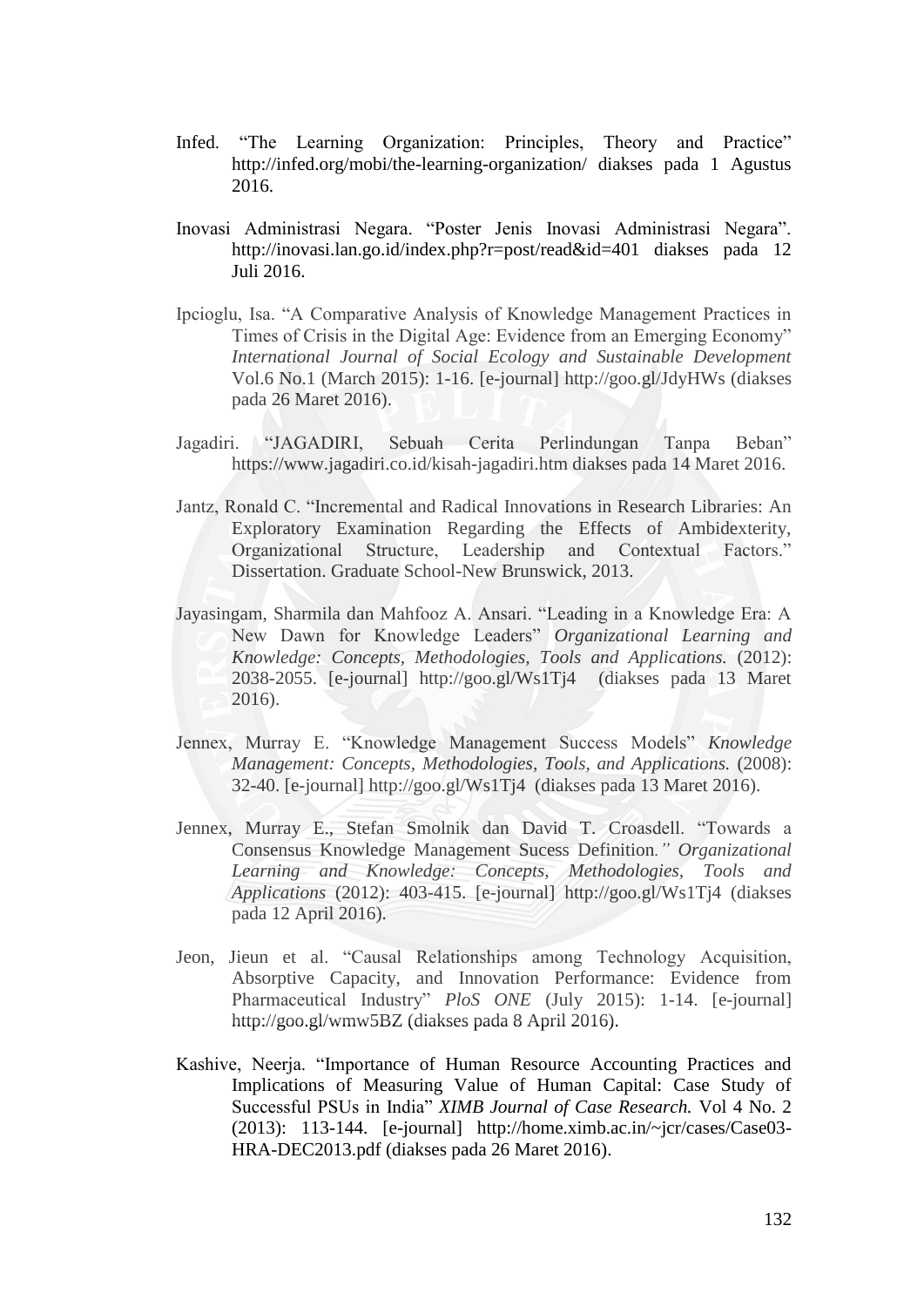Infed. "The Learning Organization: Principles, Theory and Practice" http://infed.org/mobi/the-learning-organization/ diakses pada 1 Agustus 2016.

Inovasi Administrasi Negara. "Poster Jenis Inovasi Administrasi Negara". http://inovasi.lan.go.id/index.php?r=post/read&id=401 diakses pada 12 Juli 2016.

Ipcioglu, Isa. "A Comparative Analysis of Knowledge Management Practices in Times of Crisis in the Digital Age: Evidence from an Emerging Economy" *International Journal of Social Ecology and Sustainable Development* Vol.6 No.1 (March 2015): 1-16. [e-journal] http://goo.gl/JdyHWs (diakses pada 26 Maret 2016).

Jagadiri. "JAGADIRI, Sebuah Cerita Perlindungan Tanpa Beban" https://www.jagadiri.co.id/kisah-jagadiri.htm diakses pada 14 Maret 2016.

Jantz, Ronald C. "Incremental and Radical Innovations in Research Libraries: An Exploratory Examination Regarding the Effects of Ambidexterity, Organizational Structure, Leadership and Contextual Factors." Dissertation. Graduate School-New Brunswick, 2013.

Jayasingam, Sharmila dan Mahfooz A. Ansari. "Leading in a Knowledge Era: A New Dawn for Knowledge Leaders" *Organizational Learning and Knowledge: Concepts, Methodologies, Tools and Applications.* (2012): 2038-2055. [e-journal] http://goo.gl/Ws1Tj4 (diakses pada 13 Maret 2016).

Jennex, Murray E. "Knowledge Management Success Models" *Knowledge Management: Concepts, Methodologies, Tools, and Applications.* (2008): 32-40. [e-journal] http://goo.gl/Ws1Tj4 (diakses pada 13 Maret 2016).

Jennex, Murray E., Stefan Smolnik dan David T. Croasdell. "Towards a Consensus Knowledge Management Sucess Definition*." Organizational Learning and Knowledge: Concepts, Methodologies, Tools and Applications* (2012): 403-415. [e-journal] http://goo.gl/Ws1Tj4 (diakses pada 12 April 2016).

Jeon, Jieun et al. "Causal Relationships among Technology Acquisition, Absorptive Capacity, and Innovation Performance: Evidence from Pharmaceutical Industry" *PloS ONE* (July 2015): 1-14. [e-journal] http://goo.gl/wmw5BZ (diakses pada 8 April 2016).

Kashive, Neerja. "Importance of Human Resource Accounting Practices and Implications of Measuring Value of Human Capital: Case Study of Successful PSUs in India" *XIMB Journal of Case Research.* Vol 4 No. 2 (2013): 113-144. [e-journal] http://home.ximb.ac.in/~jcr/cases/Case03-HRA-DEC2013.pdf (diakses pada 26 Maret 2016).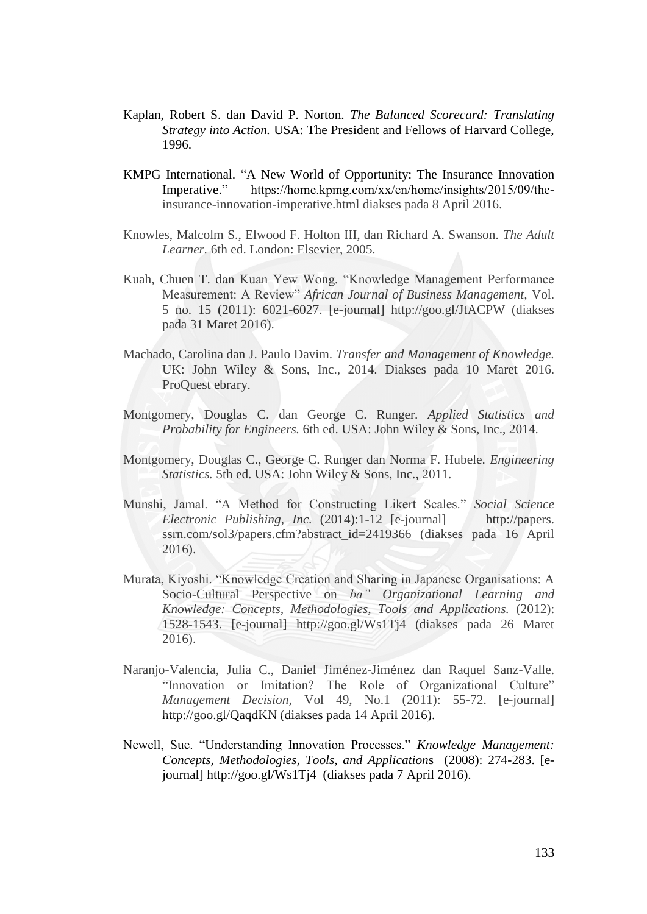Kaplan, Robert S. dan David P. Norton. *The Balanced Scorecard: Translating Strategy into Action.* USA: The President and Fellows of Harvard College, 1996.

KMPG International. "A New World of Opportunity: The Insurance Innovation Imperative." https://home.kpmg.com/xx/en/home/insights/2015/09/the-insurance-innovation-imperative.html diakses pada 8 April 2016.

Knowles, Malcolm S., Elwood F. Holton III, dan Richard A. Swanson. *The Adult Learner.* 6th ed. London: Elsevier, 2005.

Kuah, Chuen T. dan Kuan Yew Wong. "Knowledge Management Performance Measurement: A Review" *African Journal of Business Management,* Vol. 5 no. 15 (2011): 6021-6027. [e-journal] http://goo.gl/JtACPW (diakses pada 31 Maret 2016).

Machado, Carolina dan J. Paulo Davim. *Transfer and Management of Knowledge.* UK: John Wiley & Sons, Inc., 2014. Diakses pada 10 Maret 2016. ProQuest ebrary.

Montgomery, Douglas C. dan George C. Runger. *Applied Statistics and Probability for Engineers.* 6th ed. USA: John Wiley & Sons, Inc., 2014.

Montgomery, Douglas C., George C. Runger dan Norma F. Hubele. *Engineering Statistics.* 5th ed. USA: John Wiley & Sons, Inc., 2011.

Munshi, Jamal. "A Method for Constructing Likert Scales." *Social Science Electronic Publishing, Inc.* (2014):1-12 [e-journal] http://papers.ssrn.com/sol3/papers.cfm?abstract_id=2419366 (diakses pada 16 April 2016).

Murata, Kiyoshi. "Knowledge Creation and Sharing in Japanese Organisations: A Socio-Cultural Perspective on *ba" Organizational Learning and Knowledge: Concepts, Methodologies, Tools and Applications.* (2012): 1528-1543. [e-journal] http://goo.gl/Ws1Tj4 (diakses pada 26 Maret 2016).

Naranjo-Valencia, Julia C., Daniel Jiménez-Jiménez dan Raquel Sanz-Valle. "Innovation or Imitation? The Role of Organizational Culture" *Management Decision,* Vol 49, No.1 (2011): 55-72. [e-journal] http://goo.gl/QaqdKN (diakses pada 14 April 2016).

Newell, Sue. "Understanding Innovation Processes." *Knowledge Management: Concepts, Methodologies, Tools, and Applications* (2008): 274-283. [e-journal] http://goo.gl/Ws1Tj4 (diakses pada 7 April 2016).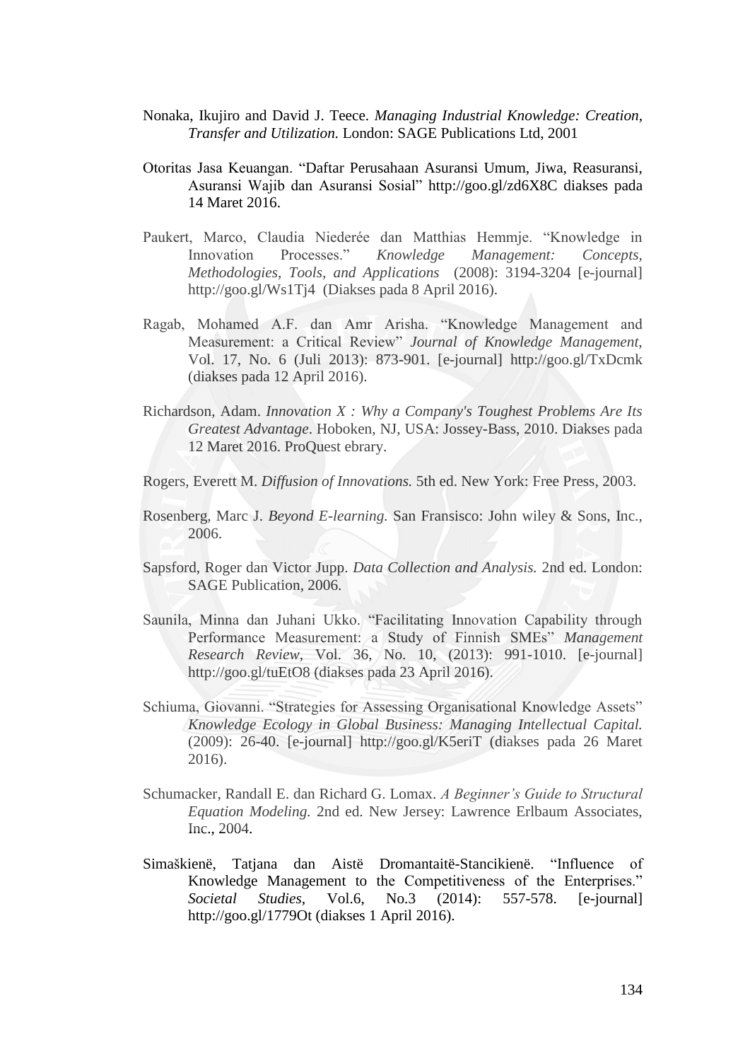Nonaka, Ikujiro and David J. Teece. *Managing Industrial Knowledge: Creation, Transfer and Utilization.* London: SAGE Publications Ltd, 2001

Otoritas Jasa Keuangan. "Daftar Perusahaan Asuransi Umum, Jiwa, Reasuransi, Asuransi Wajib dan Asuransi Sosial" http://goo.gl/zd6X8C diakses pada 14 Maret 2016.

Paukert, Marco, Claudia Niederée dan Matthias Hemmje. "Knowledge in Innovation Processes." *Knowledge Management: Concepts, Methodologies, Tools, and Applications* (2008): 3194-3204 [e-journal] http://goo.gl/Ws1Tj4 (Diakses pada 8 April 2016).

Ragab, Mohamed A.F. dan Amr Arisha. "Knowledge Management and Measurement: a Critical Review" *Journal of Knowledge Management,* Vol. 17, No. 6 (Juli 2013): 873-901. [e-journal] http://goo.gl/TxDcmk (diakses pada 12 April 2016).

Richardson, Adam. *Innovation X : Why a Company's Toughest Problems Are Its Greatest Advantage*. Hoboken, NJ, USA: Jossey-Bass, 2010. Diakses pada 12 Maret 2016. ProQuest ebrary.

Rogers, Everett M. *Diffusion of Innovations.* 5th ed. New York: Free Press, 2003.

Rosenberg, Marc J. *Beyond E-learning.* San Fransisco: John wiley & Sons, Inc., 2006.

Sapsford, Roger dan Victor Jupp. *Data Collection and Analysis.* 2nd ed. London: SAGE Publication, 2006.

Saunila, Minna dan Juhani Ukko. "Facilitating Innovation Capability through Performance Measurement: a Study of Finnish SMEs" *Management Research Review*, Vol. 36, No. 10, (2013): 991-1010. [e-journal] http://goo.gl/tuEtO8 (diakses pada 23 April 2016).

Schiuma, Giovanni. "Strategies for Assessing Organisational Knowledge Assets" *Knowledge Ecology in Global Business: Managing Intellectual Capital.* (2009): 26-40. [e-journal] http://goo.gl/K5eriT (diakses pada 26 Maret 2016).

Schumacker, Randall E. dan Richard G. Lomax. *A Beginner's Guide to Structural Equation Modeling.* 2nd ed. New Jersey: Lawrence Erlbaum Associates, Inc., 2004.

Simaškienë, Tatjana dan Aistë Dromantaitë-Stancikienë. "Influence of Knowledge Management to the Competitiveness of the Enterprises." *Societal Studies*, Vol.6, No.3 (2014): 557-578. [e-journal] http://goo.gl/1779Ot (diakses 1 April 2016).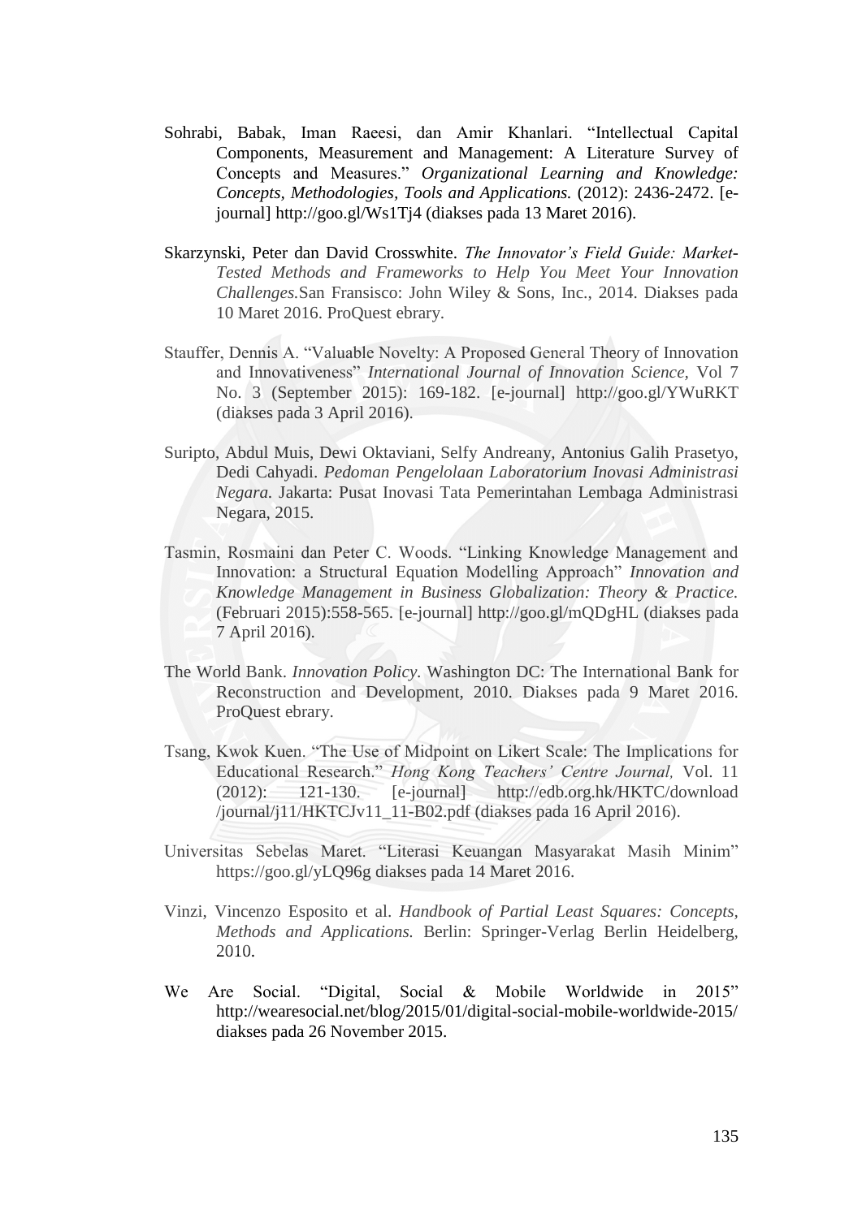Sohrabi, Babak, Iman Raeesi, dan Amir Khanlari. "Intellectual Capital Components, Measurement and Management: A Literature Survey of Concepts and Measures." *Organizational Learning and Knowledge: Concepts, Methodologies, Tools and Applications.* (2012): 2436-2472. [e-journal] http://goo.gl/Ws1Tj4 (diakses pada 13 Maret 2016).

Skarzynski, Peter dan David Crosswhite. *The Innovator's Field Guide: Market-Tested Methods and Frameworks to Help You Meet Your Innovation Challenges.*San Fransisco: John Wiley & Sons, Inc., 2014. Diakses pada 10 Maret 2016. ProQuest ebrary.

Stauffer, Dennis A. "Valuable Novelty: A Proposed General Theory of Innovation and Innovativeness" *International Journal of Innovation Science,* Vol 7 No. 3 (September 2015): 169-182. [e-journal] http://goo.gl/YWuRKT (diakses pada 3 April 2016).

Suripto, Abdul Muis, Dewi Oktaviani, Selfy Andreany, Antonius Galih Prasetyo, Dedi Cahyadi. *Pedoman Pengelolaan Laboratorium Inovasi Administrasi Negara.* Jakarta: Pusat Inovasi Tata Pemerintahan Lembaga Administrasi Negara, 2015.

Tasmin, Rosmaini dan Peter C. Woods. "Linking Knowledge Management and Innovation: a Structural Equation Modelling Approach" *Innovation and Knowledge Management in Business Globalization: Theory & Practice.* (Februari 2015):558-565. [e-journal] http://goo.gl/mQDgHL (diakses pada 7 April 2016).

The World Bank. *Innovation Policy.* Washington DC: The International Bank for Reconstruction and Development, 2010. Diakses pada 9 Maret 2016. ProQuest ebrary.

Tsang, Kwok Kuen. "The Use of Midpoint on Likert Scale: The Implications for Educational Research." *Hong Kong Teachers' Centre Journal,* Vol. 11 (2012): 121-130. [e-journal] http://edb.org.hk/HKTC/download /journal/j11/HKTCJv11_11-B02.pdf (diakses pada 16 April 2016).

Universitas Sebelas Maret. "Literasi Keuangan Masyarakat Masih Minim" https://goo.gl/yLQ96g diakses pada 14 Maret 2016.

Vinzi, Vincenzo Esposito et al. *Handbook of Partial Least Squares: Concepts, Methods and Applications.* Berlin: Springer-Verlag Berlin Heidelberg, 2010.

We Are Social. "Digital, Social & Mobile Worldwide in 2015" http://wearesocial.net/blog/2015/01/digital-social-mobile-worldwide-2015/ diakses pada 26 November 2015.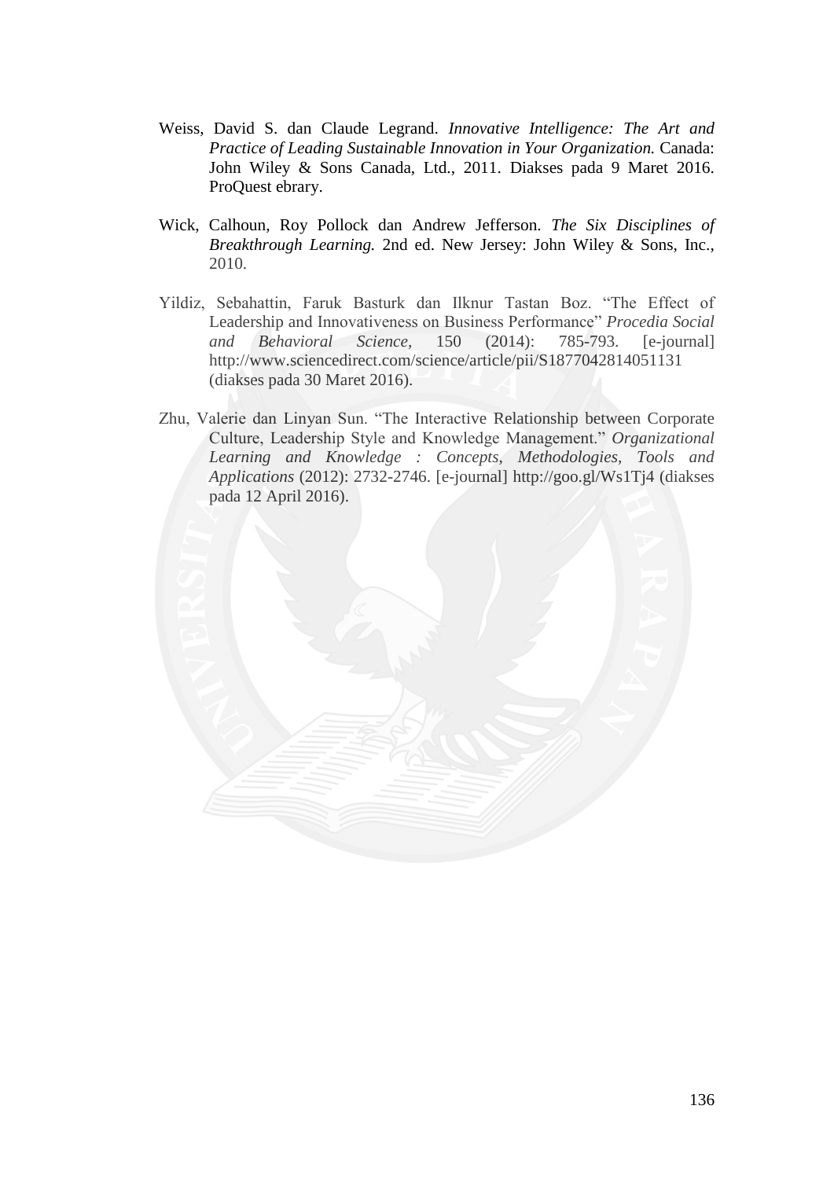Weiss, David S. dan Claude Legrand. *Innovative Intelligence: The Art and Practice of Leading Sustainable Innovation in Your Organization.* Canada: John Wiley & Sons Canada, Ltd., 2011. Diakses pada 9 Maret 2016. ProQuest ebrary.

Wick, Calhoun, Roy Pollock dan Andrew Jefferson. *The Six Disciplines of Breakthrough Learning.* 2nd ed. New Jersey: John Wiley & Sons, Inc., 2010.

Yildiz, Sebahattin, Faruk Basturk dan Ilknur Tastan Boz. "The Effect of Leadership and Innovativeness on Business Performance" *Procedia Social and Behavioral Science,* 150 (2014): 785-793. [e-journal] http://www.sciencedirect.com/science/article/pii/S1877042814051131 (diakses pada 30 Maret 2016).

Zhu, Valerie dan Linyan Sun. "The Interactive Relationship between Corporate Culture, Leadership Style and Knowledge Management." *Organizational Learning and Knowledge : Concepts, Methodologies, Tools and Applications* (2012): 2732-2746. [e-journal] http://goo.gl/Ws1Tj4 (diakses pada 12 April 2016).